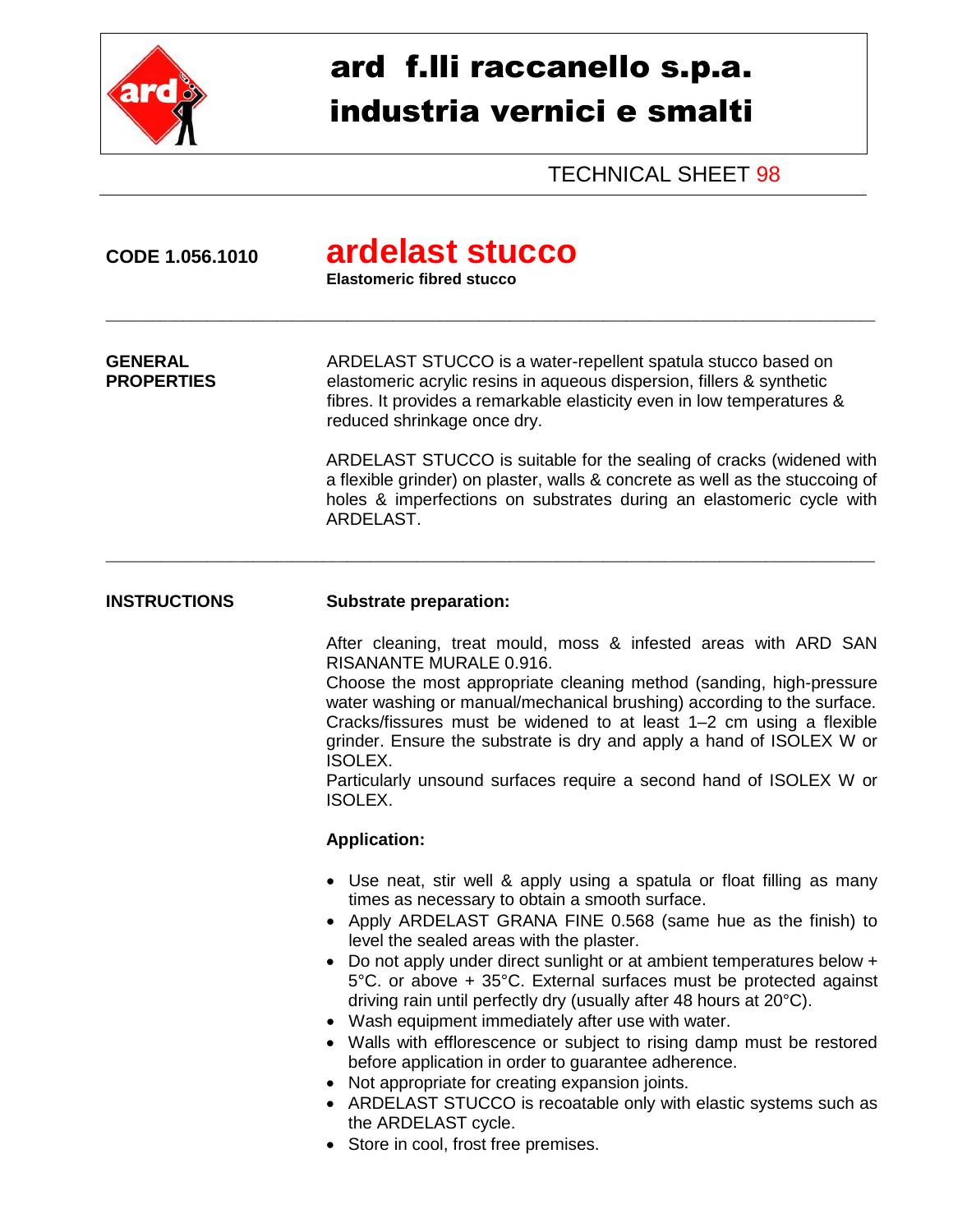# ard f.lli raccanello s.p.a.
# industria vernici e smalti

TECHNICAL SHEET 98

**CODE 1.056.1010**

## ardelast stucco

**Elastomeric fibred stucco**

---

**GENERAL PROPERTIES**

ARDELAST STUCCO is a water-repellent spatula stucco based on elastomeric acrylic resins in aqueous dispersion, fillers & synthetic fibres. It provides a remarkable elasticity even in low temperatures & reduced shrinkage once dry.

ARDELAST STUCCO is suitable for the sealing of cracks (widened with a flexible grinder) on plaster, walls & concrete as well as the stuccoing of holes & imperfections on substrates during an elastomeric cycle with ARDELAST.

---

**INSTRUCTIONS**

**Substrate preparation:**

After cleaning, treat mould, moss & infested areas with ARD SAN RISANANTE MURALE 0.916.
Choose the most appropriate cleaning method (sanding, high-pressure water washing or manual/mechanical brushing) according to the surface.
Cracks/fissures must be widened to at least 1–2 cm using a flexible grinder. Ensure the substrate is dry and apply a hand of ISOLEX W or ISOLEX.
Particularly unsound surfaces require a second hand of ISOLEX W or ISOLEX.

**Application:**

- Use neat, stir well & apply using a spatula or float filling as many times as necessary to obtain a smooth surface.
- Apply ARDELAST GRANA FINE 0.568 (same hue as the finish) to level the sealed areas with the plaster.
- Do not apply under direct sunlight or at ambient temperatures below + 5°C. or above + 35°C. External surfaces must be protected against driving rain until perfectly dry (usually after 48 hours at 20°C).
- Wash equipment immediately after use with water.
- Walls with efflorescence or subject to rising damp must be restored before application in order to guarantee adherence.
- Not appropriate for creating expansion joints.
- ARDELAST STUCCO is recoatable only with elastic systems such as the ARDELAST cycle.
- Store in cool, frost free premises.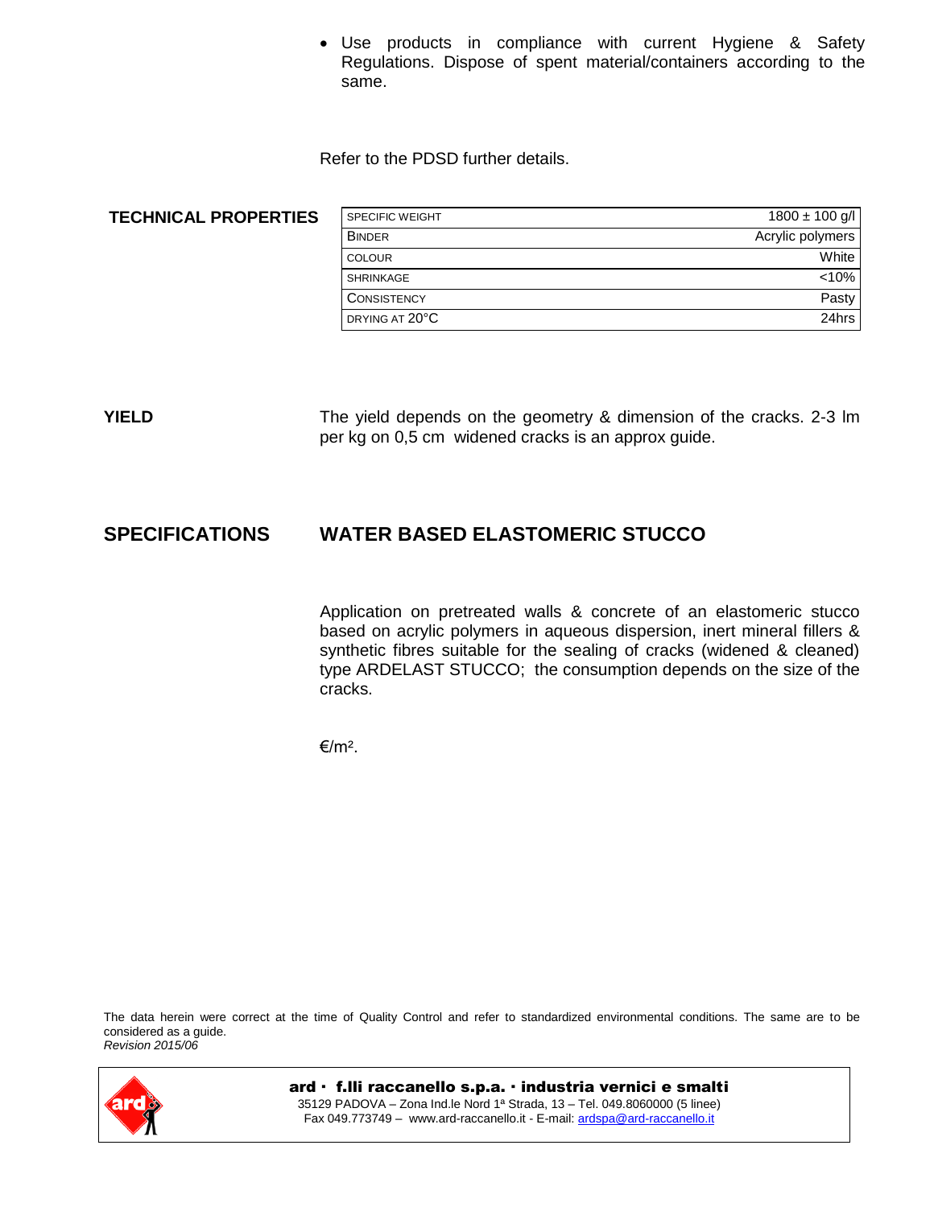- Use products in compliance with current Hygiene & Safety Regulations. Dispose of spent material/containers according to the same.

Refer to the PDSD further details.

## TECHNICAL PROPERTIES

| | |
|---|---|
| SPECIFIC WEIGHT | 1800 ± 100 g/l |
| BINDER | Acrylic polymers |
| COLOUR | White |
| SHRINKAGE | <10% |
| CONSISTENCY | Pasty |
| DRYING AT 20°C | 24hrs |

## YIELD

The yield depends on the geometry & dimension of the cracks. 2-3 lm per kg on 0,5 cm widened cracks is an approx guide.

## SPECIFICATIONS

## WATER BASED ELASTOMERIC STUCCO

Application on pretreated walls & concrete of an elastomeric stucco based on acrylic polymers in aqueous dispersion, inert mineral fillers & synthetic fibres suitable for the sealing of cracks (widened & cleaned) type ARDELAST STUCCO; the consumption depends on the size of the cracks.

€/m².

The data herein were correct at the time of Quality Control and refer to standardized environmental conditions. The same are to be considered as a guide.

*Revision 2015/06*

**ard · f.lli raccanello s.p.a. · industria vernici e smalti**
35129 PADOVA – Zona Ind.le Nord 1ª Strada, 13 – Tel. 049.8060000 (5 linee)
Fax 049.773749 – www.ard-raccanello.it - E-mail: ardspa@ard-raccanello.it